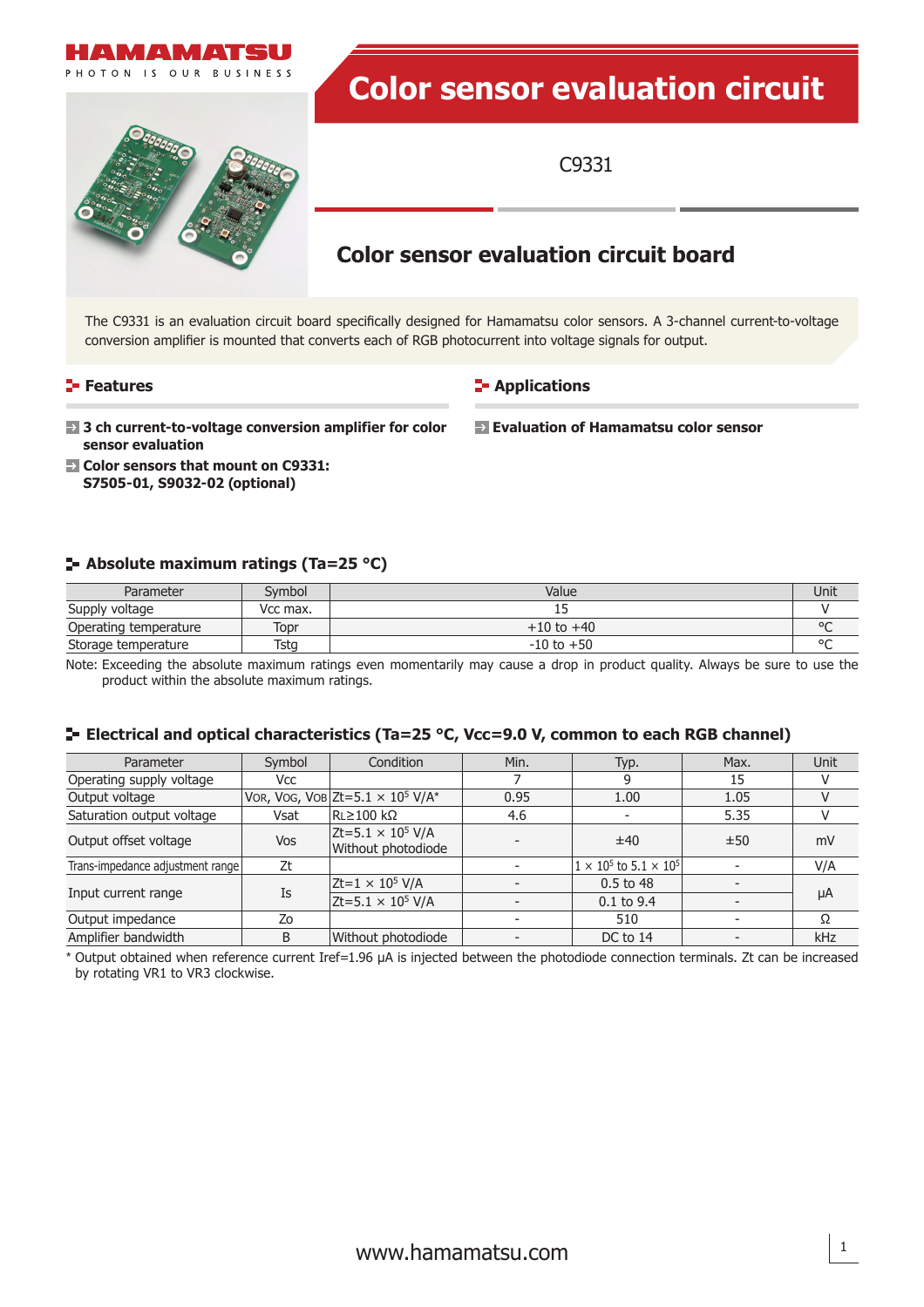# Color sensor evaluation circuit

C9331

## Color sensor evaluation circuit board

The C9331 is an evaluation circuit board specifically designed for Hamamatsu color sensors. A 3-channel current-to-voltage conversion amplifier is mounted that converts each of RGB photocurrent into voltage signals for output.

### Features

- **3 ch current-to-voltage conversion amplifier for color sensor evaluation**
- **Color sensors that mount on C9331: S7505-01, S9032-02 (optional)**

### Applications

- **Evaluation of Hamamatsu color sensor**

### Absolute maximum ratings (Ta=25 °C)

| Parameter | Symbol | Value | Unit |
|---|---|---|---|
| Supply voltage | Vcc max. | 15 | V |
| Operating temperature | Topr | +10 to +40 | °C |
| Storage temperature | Tstg | -10 to +50 | °C |

Note: Exceeding the absolute maximum ratings even momentarily may cause a drop in product quality. Always be sure to use the product within the absolute maximum ratings.

### Electrical and optical characteristics (Ta=25 °C, Vcc=9.0 V, common to each RGB channel)

| Parameter | Symbol | Condition | Min. | Typ. | Max. | Unit |
|---|---|---|---|---|---|---|
| Operating supply voltage | Vcc | | 7 | 9 | 15 | V |
| Output voltage | $V_{OR}$, $V_{OG}$, $V_{OB}$ | Zt=5.1 × $10^5$ V/A* | 0.95 | 1.00 | 1.05 | V |
| Saturation output voltage | Vsat | $R_L$≥100 kΩ | 4.6 | - | 5.35 | V |
| Output offset voltage | Vos | Zt=5.1 × $10^5$ V/A Without photodiode | - | ±40 | ±50 | mV |
| Trans-impedance adjustment range | Zt | | - | 1 × $10^5$ to 5.1 × $10^5$ | - | V/A |
| Input current range | Is | Zt=1 × $10^5$ V/A | - | 0.5 to 48 | - | μA |
| | | Zt=5.1 × $10^5$ V/A | - | 0.1 to 9.4 | - | μA |
| Output impedance | Zo | | - | 510 | - | Ω |
| Amplifier bandwidth | B | Without photodiode | - | DC to 14 | - | kHz |

\* Output obtained when reference current Iref=1.96 μA is injected between the photodiode connection terminals. Zt can be increased by rotating VR1 to VR3 clockwise.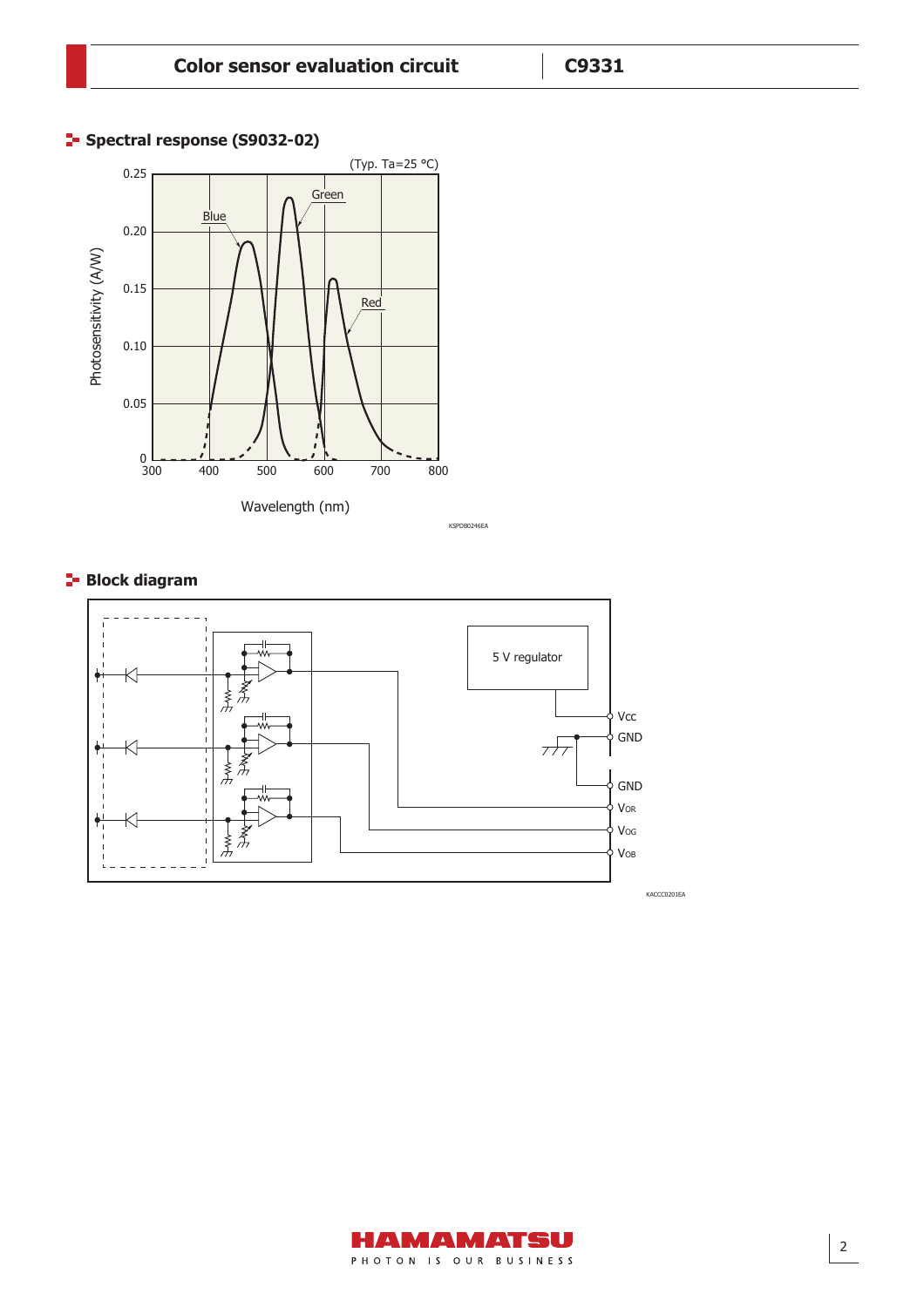## Spectral response (S9032-02)

(Typ. Ta=25 °C)

Photosensitivity (A/W) vs Wavelength (nm): Blue, Green, Red

KSPDB0246EA

## Block diagram

5 V regulator

Vcc, GND, GND, $V_{OR}$, $V_{OG}$, $V_{OB}$

KACCC0201EA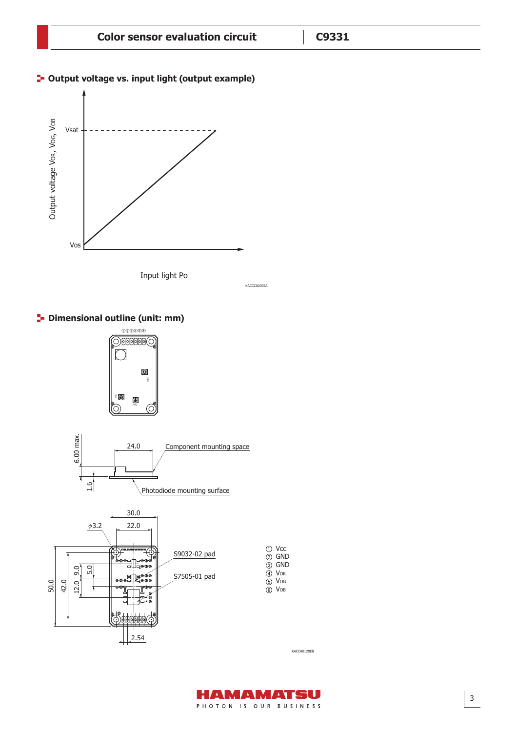## Output voltage vs. input light (output example)

Output voltage $V_{OR}$, $V_{OG}$, $V_{OB}$

Vsat

Vos

Input light Po

KACCC0200EA

## Dimensional outline (unit: mm)

①②③④⑤⑥

6.00 max.

24.0

Component mounting space

1.6

Photodiode mounting surface

30.0

22.0

ϕ3.2

S9032-02 pad

S7505-01 pad

50.0

42.0

12.0

9.0

5.0

2.54

① Vcc
② GND
③ GND
④ $V_{OR}$
⑤ $V_{OG}$
⑥ $V_{OB}$

KACCA0128EB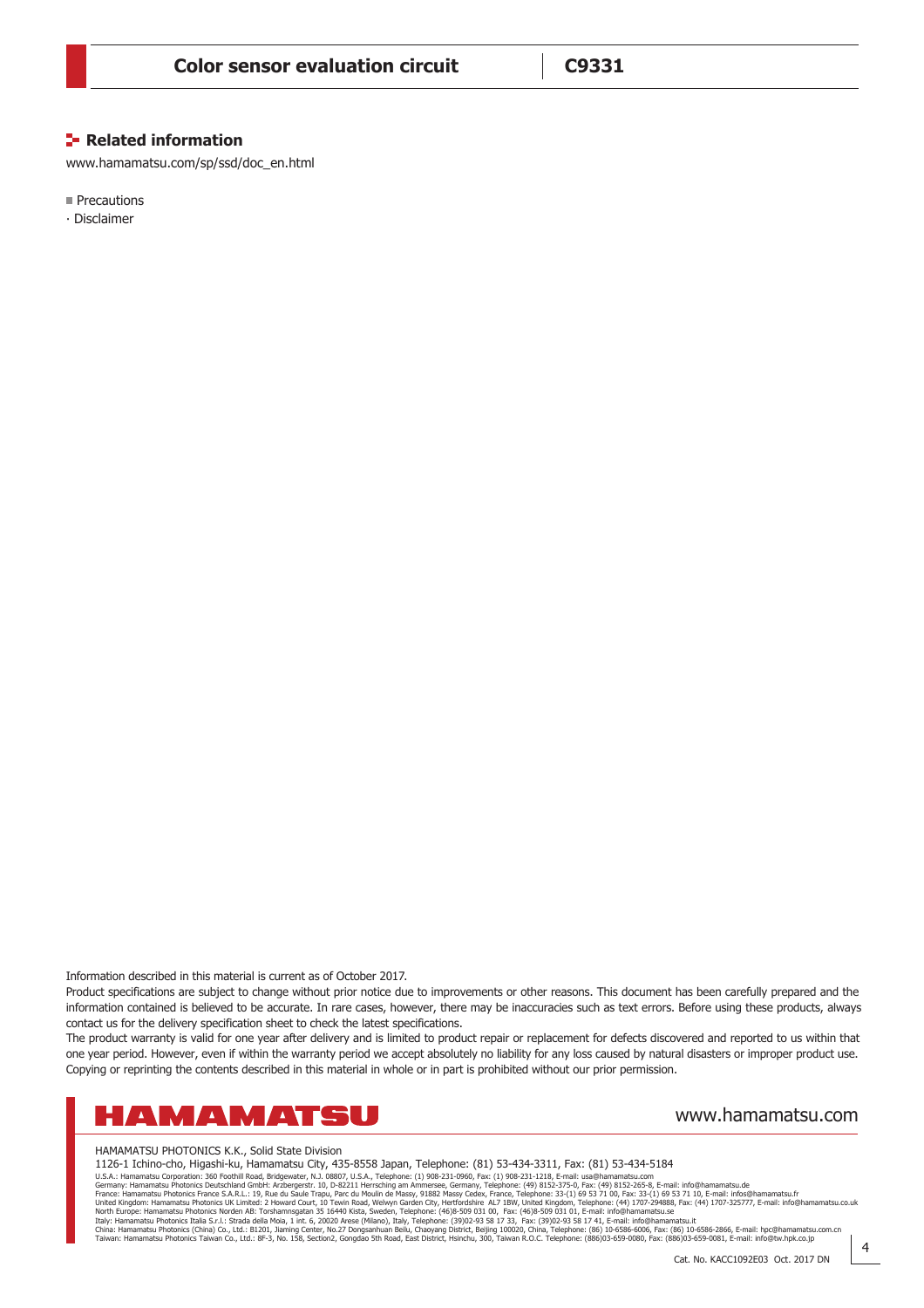## Related information

www.hamamatsu.com/sp/ssd/doc_en.html

- Precautions
  - · Disclaimer

Information described in this material is current as of October 2017.

Product specifications are subject to change without prior notice due to improvements or other reasons. This document has been carefully prepared and the information contained is believed to be accurate. In rare cases, however, there may be inaccuracies such as text errors. Before using these products, always contact us for the delivery specification sheet to check the latest specifications.

The product warranty is valid for one year after delivery and is limited to product repair or replacement for defects discovered and reported to us within that one year period. However, even if within the warranty period we accept absolutely no liability for any loss caused by natural disasters or improper product use. Copying or reprinting the contents described in this material in whole or in part is prohibited without our prior permission.

**HAMAMATSU**

www.hamamatsu.com

HAMAMATSU PHOTONICS K.K., Solid State Division

1126-1 Ichino-cho, Higashi-ku, Hamamatsu City, 435-8558 Japan, Telephone: (81) 53-434-3311, Fax: (81) 53-434-5184

U.S.A.: Hamamatsu Corporation: 360 Foothill Road, Bridgewater, N.J. 08807, U.S.A., Telephone: (1) 908-231-0960, Fax: (1) 908-231-1218, E-mail: usa@hamamatsu.com
Germany: Hamamatsu Photonics Deutschland GmbH: Arzbergerstr. 10, D-82211 Herrsching am Ammersee, Germany, Telephone: (49) 8152-375-0, Fax: (49) 8152-265-8, E-mail: info@hamamatsu.de
France: Hamamatsu Photonics France S.A.R.L.: 19, Rue du Saule Trapu, Parc du Moulin de Massy, 91882 Massy Cedex, France, Telephone: 33-(1) 69 53 71 00, Fax: 33-(1) 69 53 71 10, E-mail: infos@hamamatsu.fr
United Kingdom: Hamamatsu Photonics UK Limited: 2 Howard Court, 10 Tewin Road, Welwyn Garden City, Hertfordshire AL7 1BW, United Kingdom, Telephone: (44) 1707-294888, Fax: (44) 1707-325777, E-mail: info@hamamatsu.co.uk
North Europe: Hamamatsu Photonics Norden AB: Torshamnsgatan 35 16440 Kista, Sweden, Telephone: (46)8-509 031 00, Fax: (46)8-509 031 01, E-mail: info@hamamatsu.se
Italy: Hamamatsu Photonics Italia S.r.l.: Strada della Moia, 1 int. 6, 20020 Arese (Milano), Italy, Telephone: (39)02-93 58 17 33, Fax: (39)02-93 58 17 41, E-mail: info@hamamatsu.it
China: Hamamatsu Photonics (China) Co., Ltd.: B1201, Jiaming Center, No.27 Dongsanhuan Beilu, Chaoyang District, Beijing 100020, China, Telephone: (86) 10-6586-6006, Fax: (86) 10-6586-2866, E-mail: hpc@hamamatsu.com.cn
Taiwan: Hamamatsu Photonics Taiwan Co., Ltd.: 8F-3, No. 158, Section2, Gongdao 5th Road, East District, Hsinchu, 300, Taiwan R.O.C. Telephone: (886)03-659-0080, Fax: (886)03-659-0081, E-mail: info@tw.hpk.co.jp

Cat. No. KACC1092E03 Oct. 2017 DN